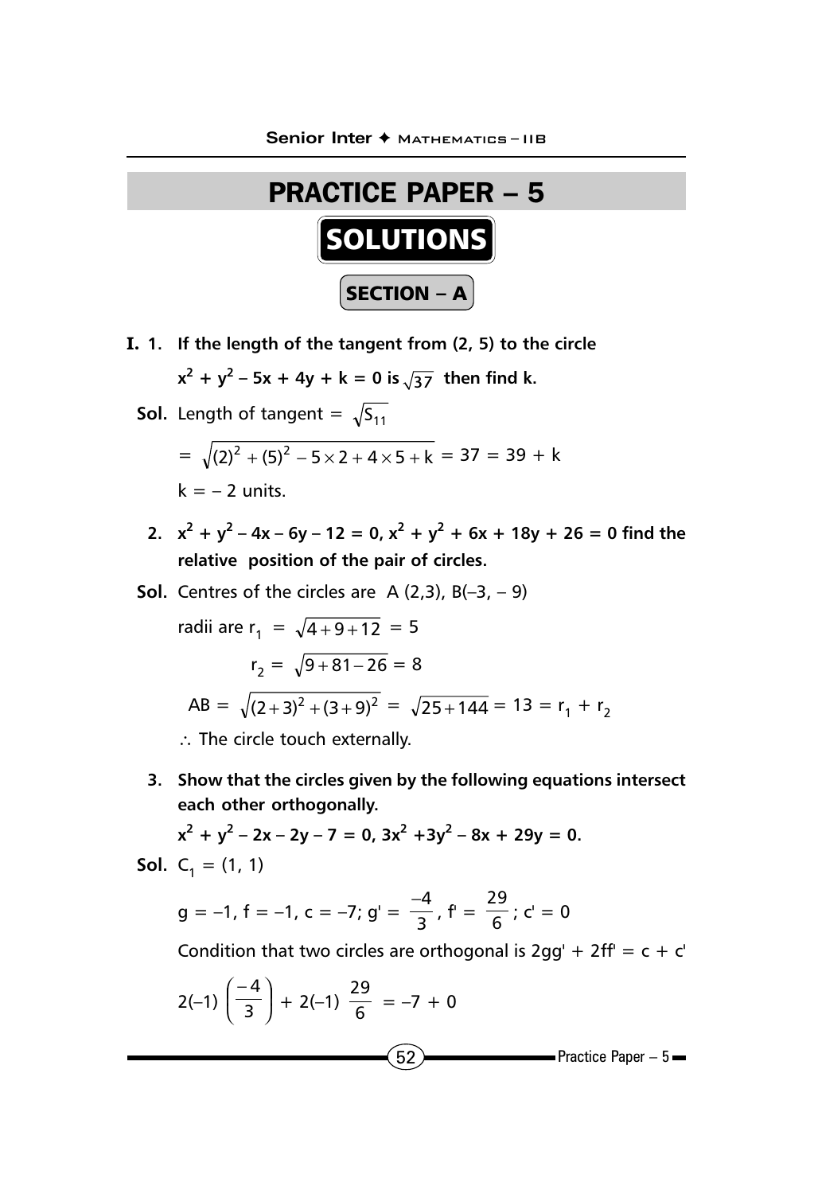# PRACTICE PAPER – 5

## SOLUTIONS

### SECTION – A

**I. 1. If the length of the tangent from (2, 5) to the circle $x^2 + y^2 - 5x + 4y + k = 0$ is $\sqrt{37}$ then find k.**

**Sol.** Length of tangent $= \sqrt{S_{11}}$

$$= \sqrt{(2)^2 + (5)^2 - 5 \times 2 + 4 \times 5 + k} = 37 = 39 + k$$

$k = -2$ units.

**2. $x^2 + y^2 - 4x - 6y - 12 = 0$, $x^2 + y^2 + 6x + 18y + 26 = 0$ find the relative position of the pair of circles.**

**Sol.** Centres of the circles are A (2,3), B(–3, – 9)

radii are $r_1 = \sqrt{4+9+12} = 5$

$$r_2 = \sqrt{9+81-26} = 8$$

$$AB = \sqrt{(2+3)^2 + (3+9)^2} = \sqrt{25+144} = 13 = r_1 + r_2$$

$\therefore$ The circle touch externally.

**3. Show that the circles given by the following equations intersect each other orthogonally.**

**$x^2 + y^2 - 2x - 2y - 7 = 0$, $3x^2 + 3y^2 - 8x + 29y = 0$.**

**Sol.** $C_1 = (1, 1)$

$$g = -1, f = -1, c = -7; g' = \frac{-4}{3}, f' = \frac{29}{6}; c' = 0$$

Condition that two circles are orthogonal is $2gg' + 2ff' = c + c'$

$$2(-1)\left(\frac{-4}{3}\right) + 2(-1)\frac{29}{6} = -7 + 0$$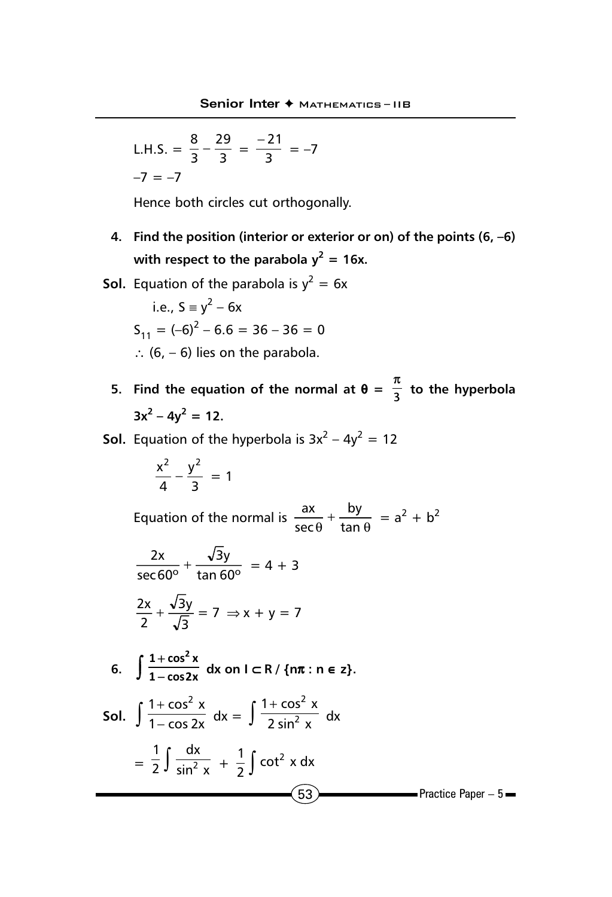$$\text{L.H.S.} = \frac{8}{3} - \frac{29}{3} = \frac{-21}{3} = -7$$

$$-7 = -7$$

Hence both circles cut orthogonally.

**4. Find the position (interior or exterior or on) of the points (6, –6) with respect to the parabola $y^2 = 16x$.**

**Sol.** Equation of the parabola is $y^2 = 6x$

i.e., $S \equiv y^2 - 6x$

$S_{11} = (-6)^2 - 6.6 = 36 - 36 = 0$

$\therefore$ (6, – 6) lies on the parabola.

**5. Find the equation of the normal at $\theta = \frac{\pi}{3}$ to the hyperbola $3x^2 - 4y^2 = 12$.**

**Sol.** Equation of the hyperbola is $3x^2 - 4y^2 = 12$

$$\frac{x^2}{4} - \frac{y^2}{3} = 1$$

Equation of the normal is $\frac{ax}{\sec\theta} + \frac{by}{\tan\theta} = a^2 + b^2$

$$\frac{2x}{\sec 60^o} + \frac{\sqrt{3}y}{\tan 60^o} = 4 + 3$$

$$\frac{2x}{2} + \frac{\sqrt{3}y}{\sqrt{3}} = 7 \Rightarrow x + y = 7$$

**6. $\int \frac{1+\cos^2 x}{1-\cos 2x}\, dx$ on $I \subset R / \{n\pi : n \in z\}$.**

**Sol.** $\int \frac{1+\cos^2 x}{1-\cos 2x}\, dx = \int \frac{1+\cos^2 x}{2\sin^2 x}\, dx$

$$= \frac{1}{2}\int \frac{dx}{\sin^2 x} + \frac{1}{2}\int \cot^2 x\, dx$$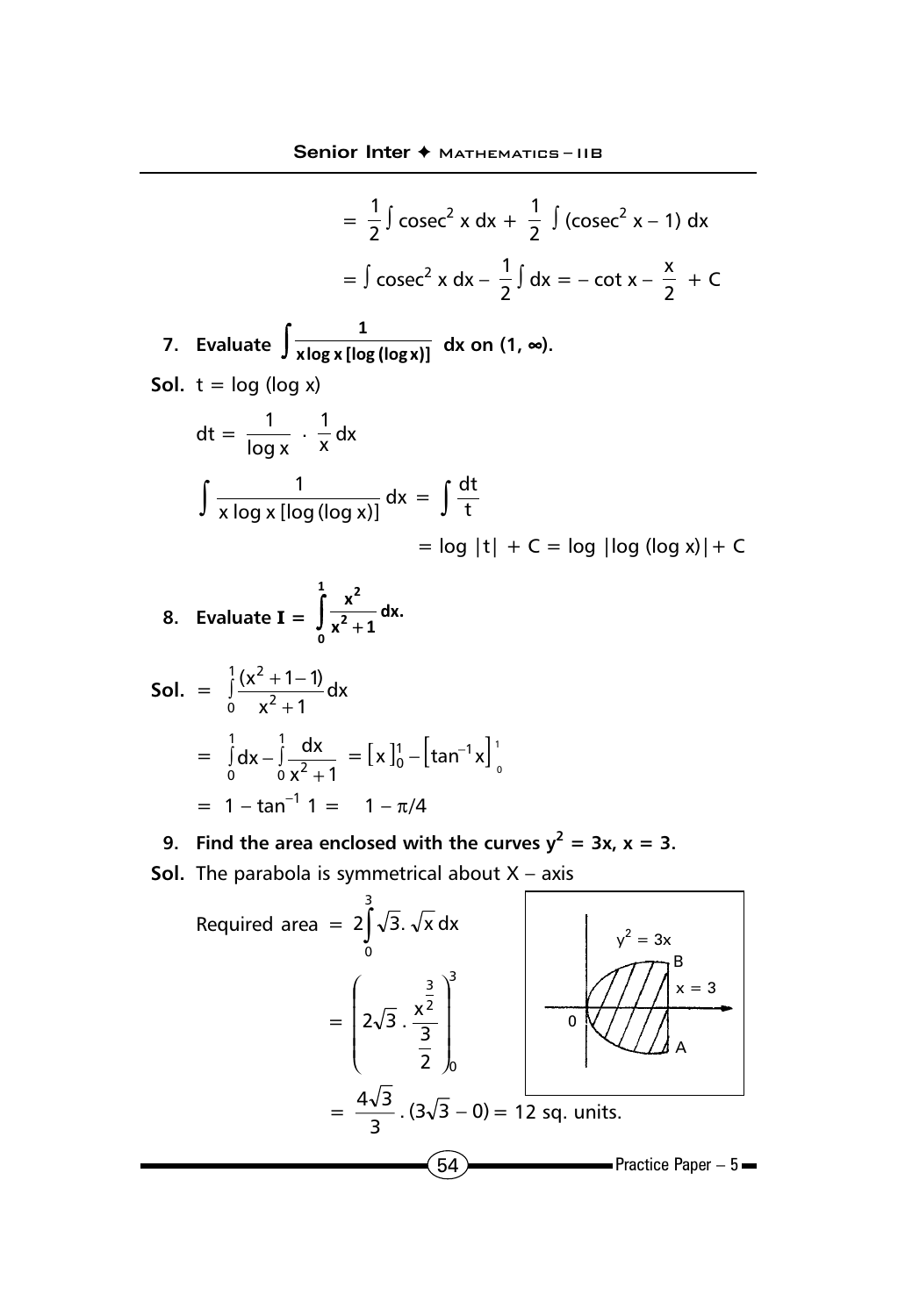$$= \frac{1}{2}\int \text{cosec}^2 x \, dx + \frac{1}{2}\int (\text{cosec}^2 x - 1)\, dx$$

$$= \int \text{cosec}^2 x \, dx - \frac{1}{2}\int dx = -\cot x - \frac{x}{2} + C$$

**7. Evaluate $\int \frac{1}{x \log x [\log(\log x)]} dx$ on $(1, \infty)$.**

**Sol.** $t = \log(\log x)$

$$dt = \frac{1}{\log x} \cdot \frac{1}{x} dx$$

$$\int \frac{1}{x \log x [\log(\log x)]} dx = \int \frac{dt}{t}$$

$$= \log|t| + C = \log|\log(\log x)| + C$$

**8. Evaluate $I = \int_0^1 \frac{x^2}{x^2+1} dx$.**

**Sol.**
$$= \int_0^1 \frac{(x^2+1-1)}{x^2+1} dx$$

$$= \int_0^1 dx - \int_0^1 \frac{dx}{x^2+1} = [x]_0^1 - \left[\tan^{-1} x\right]_0^1$$

$$= 1 - \tan^{-1} 1 = 1 - \pi/4$$

**9. Find the area enclosed with the curves $y^2 = 3x$, $x = 3$.**

**Sol.** The parabola is symmetrical about X – axis

$$\text{Required area} = 2\int_0^3 \sqrt{3}.\sqrt{x}\, dx$$

$$= \left(2\sqrt{3}\,.\,\frac{x^{\frac{3}{2}}}{\frac{3}{2}}\right)_0^3$$

$$= \frac{4\sqrt{3}}{3}.(3\sqrt{3} - 0) = 12 \text{ sq. units.}$$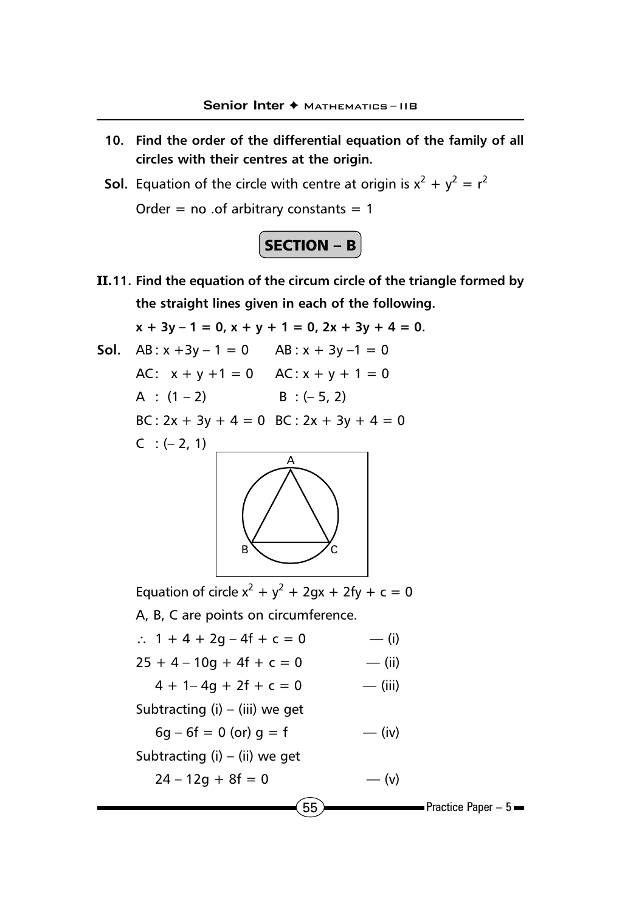**10. Find the order of the differential equation of the family of all circles with their centres at the origin.**

**Sol.** Equation of the circle with centre at origin is $x^2 + y^2 = r^2$

Order = no .of arbitrary constants = 1

## SECTION – B

**II.11. Find the equation of the circum circle of the triangle formed by the straight lines given in each of the following.**

**$x + 3y - 1 = 0, x + y + 1 = 0, 2x + 3y + 4 = 0.$**

**Sol.** AB : $x + 3y - 1 = 0$ &nbsp;&nbsp;&nbsp; AB : $x + 3y - 1 = 0$

AC : $x + y + 1 = 0$ &nbsp;&nbsp;&nbsp; AC : $x + y + 1 = 0$

A : $(1 - 2)$ &nbsp;&nbsp;&nbsp; B : $(-5, 2)$

BC : $2x + 3y + 4 = 0$ &nbsp;&nbsp;&nbsp; BC : $2x + 3y + 4 = 0$

C : $(-2, 1)$

Equation of circle $x^2 + y^2 + 2gx + 2fy + c = 0$

A, B, C are points on circumference.

$\therefore\ 1 + 4 + 2g - 4f + c = 0$ — (i)

$25 + 4 - 10g + 4f + c = 0$ — (ii)

$4 + 1 - 4g + 2f + c = 0$ — (iii)

Subtracting (i) – (iii) we get

$6g - 6f = 0$ (or) $g = f$ — (iv)

Subtracting (i) – (ii) we get

$24 - 12g + 8f = 0$ — (v)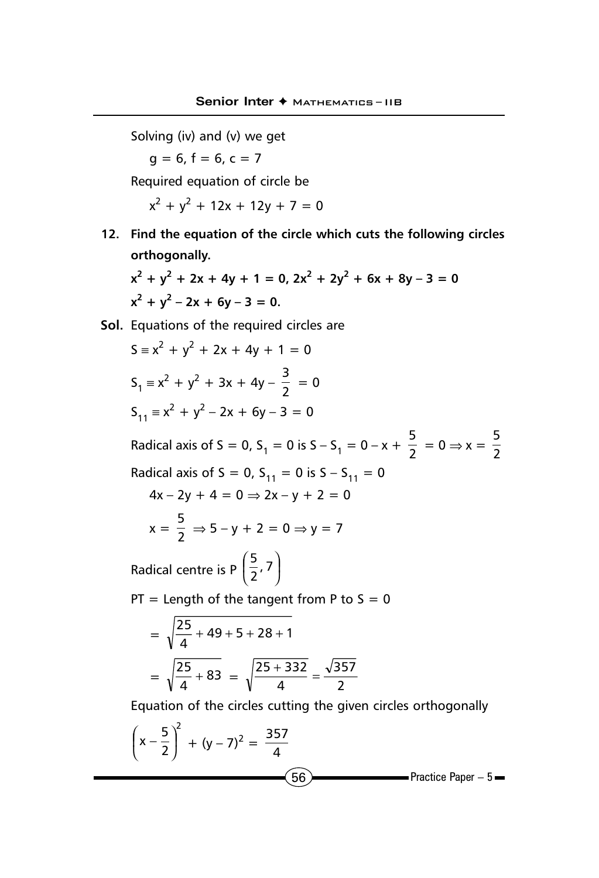Solving (iv) and (v) we get

$g = 6, f = 6, c = 7$

Required equation of circle be

$x^2 + y^2 + 12x + 12y + 7 = 0$

**12. Find the equation of the circle which cuts the following circles orthogonally.**

**$x^2 + y^2 + 2x + 4y + 1 = 0$, $2x^2 + 2y^2 + 6x + 8y - 3 = 0$**

**$x^2 + y^2 - 2x + 6y - 3 = 0$.**

**Sol.** Equations of the required circles are

$S \equiv x^2 + y^2 + 2x + 4y + 1 = 0$

$S_1 \equiv x^2 + y^2 + 3x + 4y - \dfrac{3}{2} = 0$

$S_{11} \equiv x^2 + y^2 - 2x + 6y - 3 = 0$

Radical axis of $S = 0$, $S_1 = 0$ is $S - S_1 = 0 - x + \dfrac{5}{2} = 0 \Rightarrow x = \dfrac{5}{2}$

Radical axis of $S = 0$, $S_{11} = 0$ is $S - S_{11} = 0$

$4x - 2y + 4 = 0 \Rightarrow 2x - y + 2 = 0$

$x = \dfrac{5}{2} \Rightarrow 5 - y + 2 = 0 \Rightarrow y = 7$

Radical centre is $P\left(\dfrac{5}{2}, 7\right)$

PT = Length of the tangent from P to $S = 0$

$$= \sqrt{\frac{25}{4} + 49 + 5 + 28 + 1}$$

$$= \sqrt{\frac{25}{4} + 83} = \sqrt{\frac{25 + 332}{4}} = \frac{\sqrt{357}}{2}$$

Equation of the circles cutting the given circles orthogonally

$$\left(x - \frac{5}{2}\right)^2 + (y - 7)^2 = \frac{357}{4}$$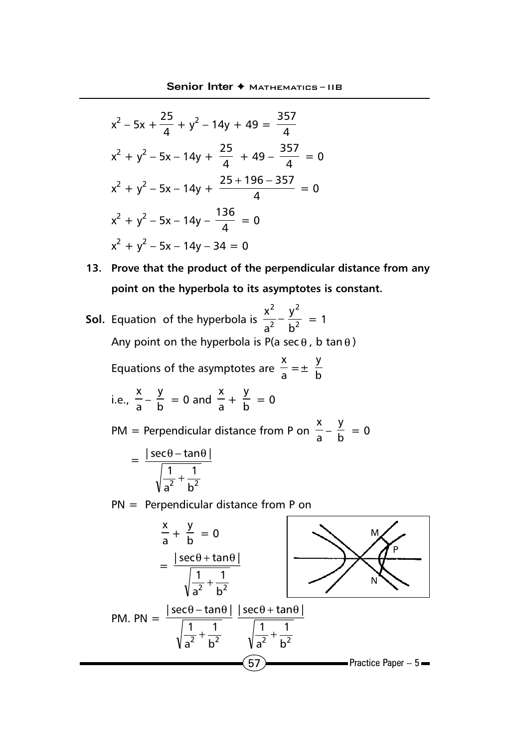$$x^2 - 5x + \frac{25}{4} + y^2 - 14y + 49 = \frac{357}{4}$$

$$x^2 + y^2 - 5x - 14y + \frac{25}{4} + 49 - \frac{357}{4} = 0$$

$$x^2 + y^2 - 5x - 14y + \frac{25 + 196 - 357}{4} = 0$$

$$x^2 + y^2 - 5x - 14y - \frac{136}{4} = 0$$

$$x^2 + y^2 - 5x - 14y - 34 = 0$$

**13. Prove that the product of the perpendicular distance from any point on the hyperbola to its asymptotes is constant.**

**Sol.** Equation of the hyperbola is $\frac{x^2}{a^2} - \frac{y^2}{b^2} = 1$

Any point on the hyperbola is P(a $\sec\theta$, b $\tan\theta$)

Equations of the asymptotes are $\frac{x}{a} = \pm \frac{y}{b}$

i.e., $\frac{x}{a} - \frac{y}{b} = 0$ and $\frac{x}{a} + \frac{y}{b} = 0$

PM = Perpendicular distance from P on $\frac{x}{a} - \frac{y}{b} = 0$

$$= \frac{|\sec\theta - \tan\theta|}{\sqrt{\frac{1}{a^2} + \frac{1}{b^2}}}$$

PN = Perpendicular distance from P on

$$\frac{x}{a} + \frac{y}{b} = 0$$

$$= \frac{|\sec\theta + \tan\theta|}{\sqrt{\frac{1}{a^2} + \frac{1}{b^2}}}$$

$$\text{PM. PN} = \frac{|\sec\theta - \tan\theta|}{\sqrt{\frac{1}{a^2} + \frac{1}{b^2}}} \frac{|\sec\theta + \tan\theta|}{\sqrt{\frac{1}{a^2} + \frac{1}{b^2}}}$$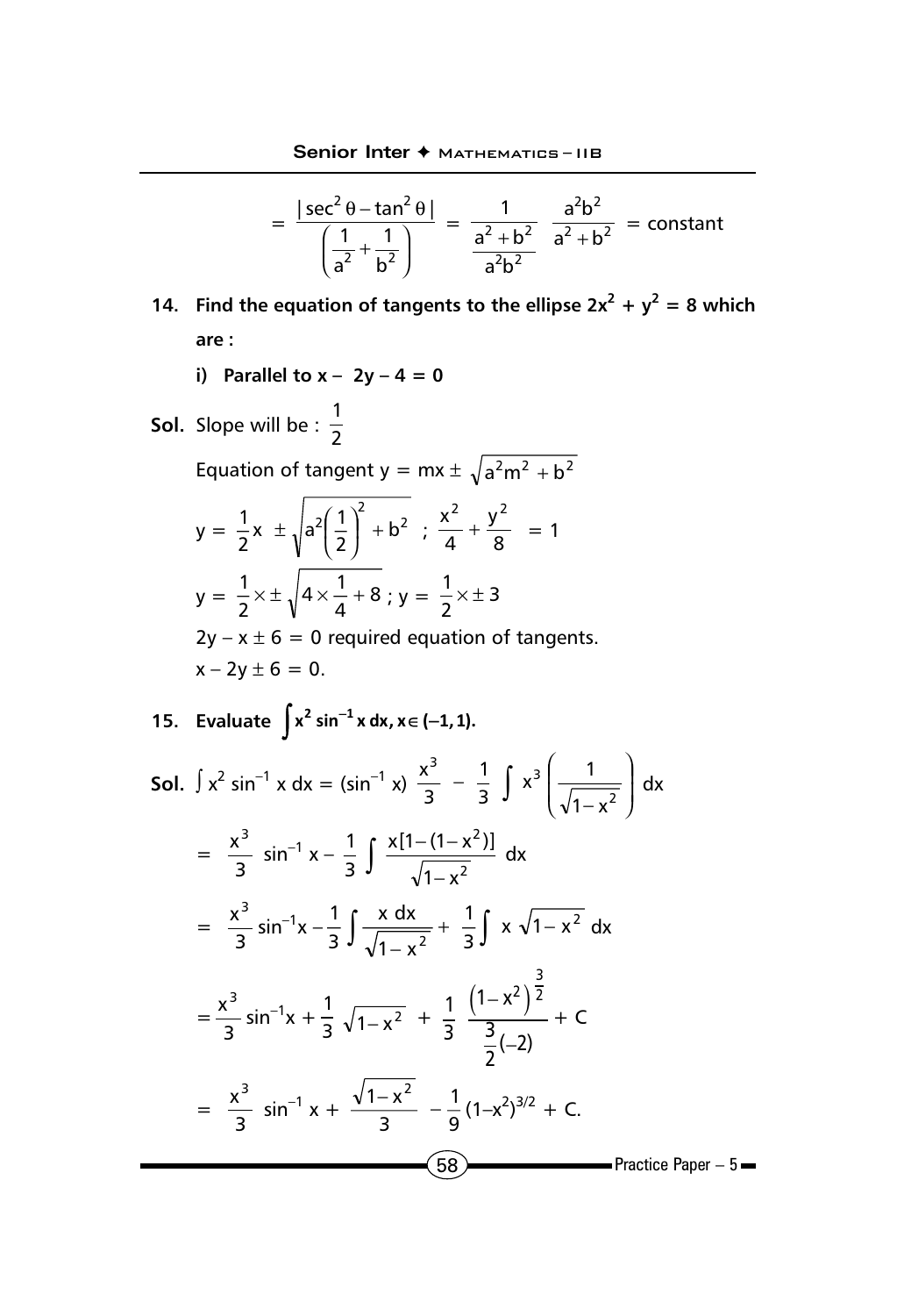$$= \frac{|\sec^2\theta - \tan^2\theta|}{\left(\frac{1}{a^2} + \frac{1}{b^2}\right)} = \frac{1}{\frac{a^2+b^2}{a^2b^2}} \quad \frac{a^2b^2}{a^2+b^2} = \text{constant}$$

**14. Find the equation of tangents to the ellipse $2x^2 + y^2 = 8$ which are :**

**i) Parallel to $x - 2y - 4 = 0$**

**Sol.** Slope will be : $\frac{1}{2}$

Equation of tangent $y = mx \pm \sqrt{a^2m^2 + b^2}$

$y = \frac{1}{2}x \pm \sqrt{a^2\left(\frac{1}{2}\right)^2 + b^2}$ ; $\frac{x^2}{4} + \frac{y^2}{8} = 1$

$y = \frac{1}{2} \times \pm \sqrt{4 \times \frac{1}{4} + 8}$ ; $y = \frac{1}{2} \times \pm 3$

$2y - x \pm 6 = 0$ required equation of tangents.

$x - 2y \pm 6 = 0.$

**15. Evaluate $\int x^2 \sin^{-1} x\, dx, x \in (-1, 1).$**

**Sol.** $\int x^2 \sin^{-1} x\, dx = (\sin^{-1} x)\, \frac{x^3}{3} - \frac{1}{3} \int x^3 \left(\frac{1}{\sqrt{1-x^2}}\right) dx$

$$= \frac{x^3}{3} \sin^{-1} x - \frac{1}{3} \int \frac{x[1-(1-x^2)]}{\sqrt{1-x^2}}\, dx$$

$$= \frac{x^3}{3} \sin^{-1} x - \frac{1}{3} \int \frac{x\, dx}{\sqrt{1-x^2}} + \frac{1}{3} \int x \sqrt{1-x^2}\, dx$$

$$= \frac{x^3}{3} \sin^{-1} x + \frac{1}{3} \sqrt{1-x^2} + \frac{1}{3} \frac{(1-x^2)^{\frac{3}{2}}}{\frac{3}{2}(-2)} + C$$

$$= \frac{x^3}{3} \sin^{-1} x + \frac{\sqrt{1-x^2}}{3} - \frac{1}{9}(1-x^2)^{3/2} + C.$$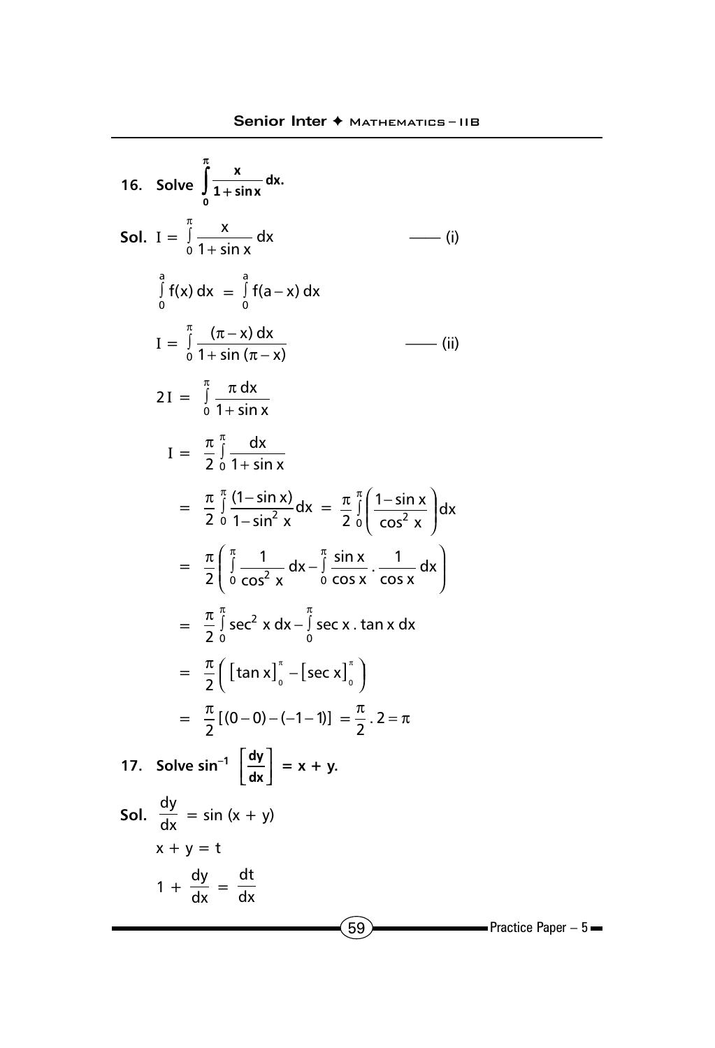**16. Solve $\int_0^{\pi} \frac{x}{1+\sin x} dx.$**

**Sol.** $I = \int_0^{\pi} \frac{x}{1+\sin x} dx$ —— (i)

$$\int_0^a f(x)\,dx = \int_0^a f(a-x)\,dx$$

$I = \int_0^{\pi} \frac{(\pi - x)\,dx}{1+\sin(\pi - x)}$ —— (ii)

$$2I = \int_0^{\pi} \frac{\pi\,dx}{1+\sin x}$$

$$I = \frac{\pi}{2}\int_0^{\pi} \frac{dx}{1+\sin x}$$

$$= \frac{\pi}{2}\int_0^{\pi} \frac{(1-\sin x)}{1-\sin^2 x}dx = \frac{\pi}{2}\int_0^{\pi}\left(\frac{1-\sin x}{\cos^2 x}\right)dx$$

$$= \frac{\pi}{2}\left(\int_0^{\pi} \frac{1}{\cos^2 x}dx - \int_0^{\pi} \frac{\sin x}{\cos x}\cdot\frac{1}{\cos x}dx\right)$$

$$= \frac{\pi}{2}\int_0^{\pi} \sec^2 x\,dx - \int_0^{\pi} \sec x\,.\tan x\,dx$$

$$= \frac{\pi}{2}\left(\left[\tan x\right]_0^{\pi} - \left[\sec x\right]_0^{\pi}\right)$$

$$= \frac{\pi}{2}[(0-0)-(-1-1)] = \frac{\pi}{2}\,.\,2 = \pi$$

**17. Solve $\sin^{-1}\left[\frac{dy}{dx}\right] = x + y.$**

**Sol.** $\frac{dy}{dx} = \sin(x+y)$

$x + y = t$

$1 + \frac{dy}{dx} = \frac{dt}{dx}$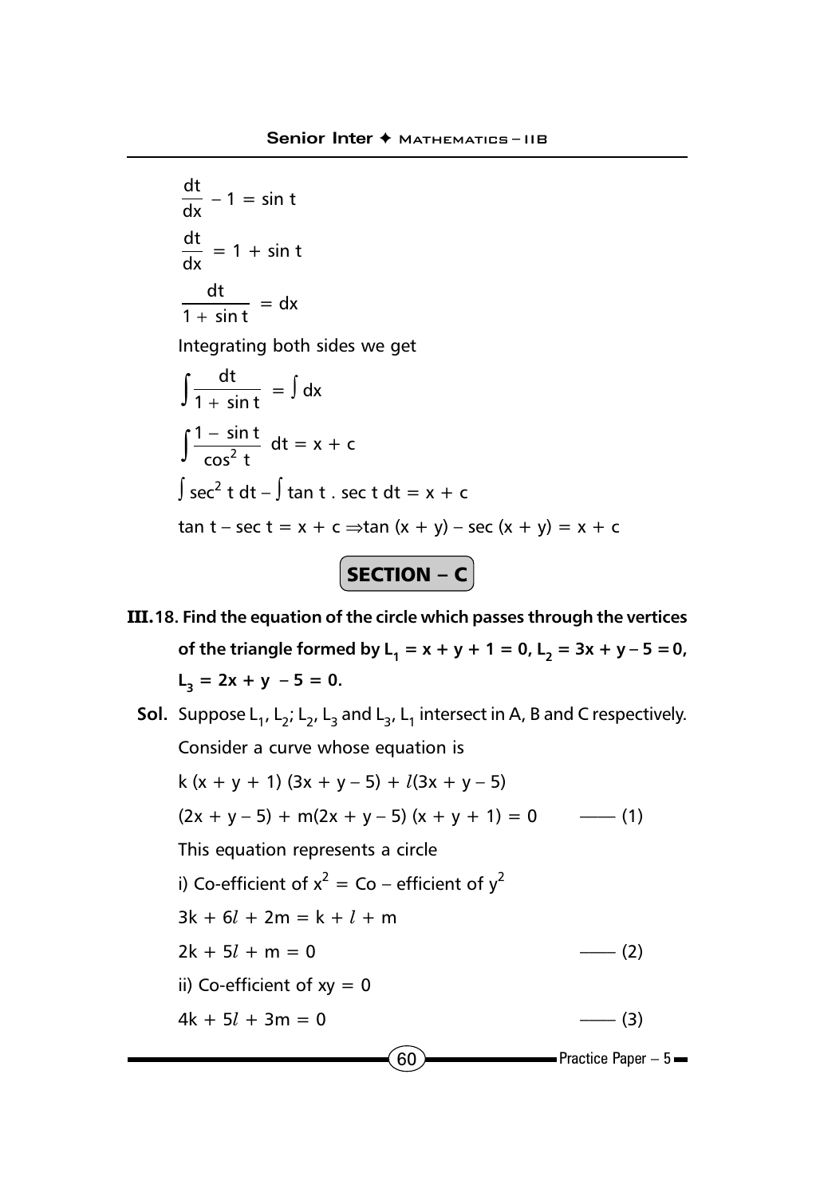$$\frac{dt}{dx} - 1 = \sin t$$

$$\frac{dt}{dx} = 1 + \sin t$$

$$\frac{dt}{1 + \sin t} = dx$$

Integrating both sides we get

$$\int \frac{dt}{1 + \sin t} = \int dx$$

$$\int \frac{1 - \sin t}{\cos^2 t}\, dt = x + c$$

$$\int \sec^2 t\, dt - \int \tan t \,.\, \sec t\, dt = x + c$$

$$\tan t - \sec t = x + c \Rightarrow \tan(x + y) - \sec(x + y) = x + c$$

## SECTION – C

**III.18. Find the equation of the circle which passes through the vertices of the triangle formed by $L_1 = x + y + 1 = 0$, $L_2 = 3x + y - 5 = 0$, $L_3 = 2x + y - 5 = 0$.**

**Sol.** Suppose $L_1, L_2$; $L_2, L_3$ and $L_3, L_1$ intersect in A, B and C respectively.

Consider a curve whose equation is

$$k(x + y + 1)(3x + y - 5) + l(3x + y - 5)$$

$$(2x + y - 5) + m(2x + y - 5)(x + y + 1) = 0 \qquad \text{—— (1)}$$

This equation represents a circle

i) Co-efficient of $x^2$ = Co – efficient of $y^2$

$$3k + 6l + 2m = k + l + m$$

$$2k + 5l + m = 0 \qquad \text{—— (2)}$$

ii) Co-efficient of $xy = 0$

$$4k + 5l + 3m = 0 \qquad \text{—— (3)}$$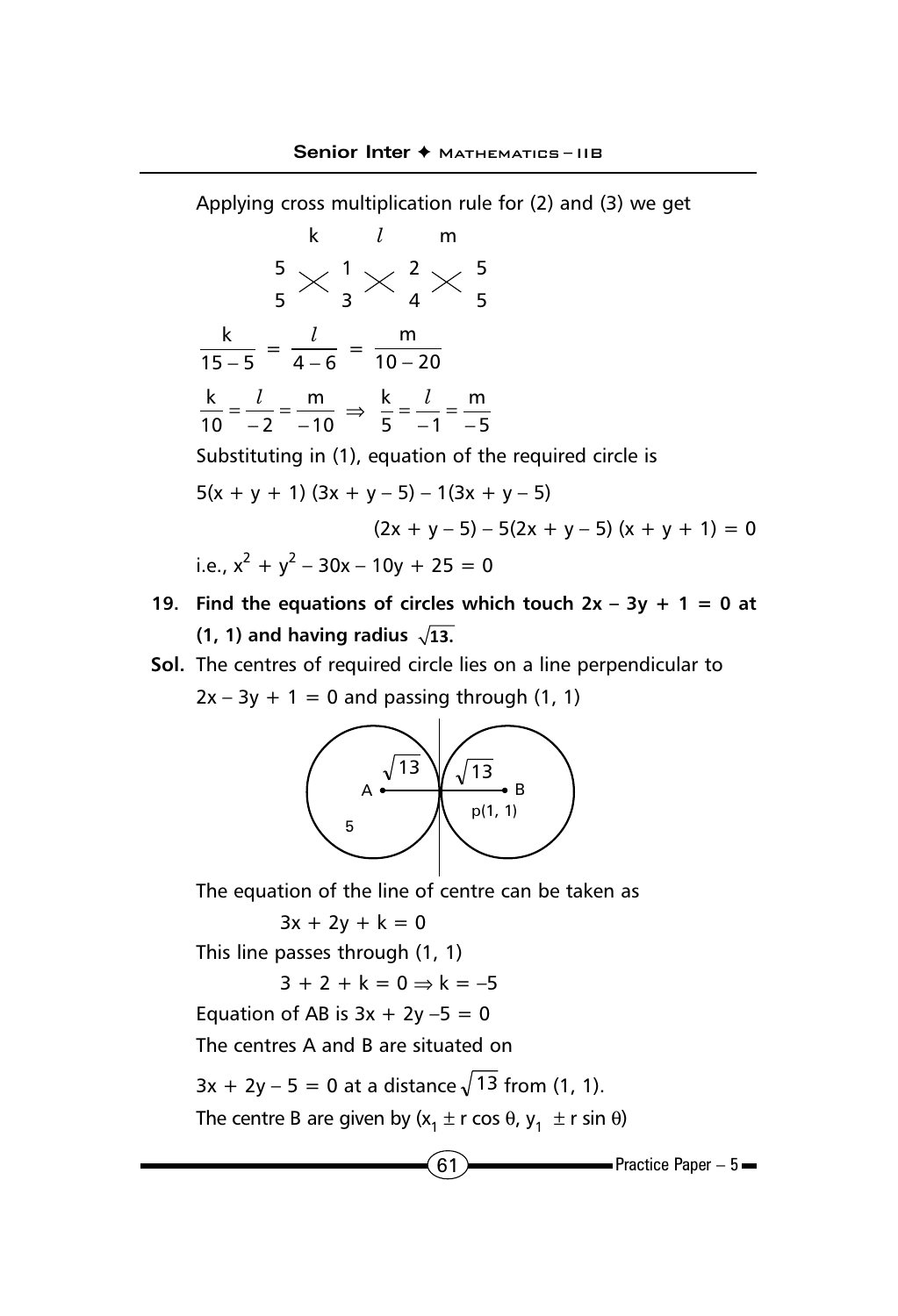Applying cross multiplication rule for (2) and (3) we get

$$\begin{array}{cccccccc} & k & & l & & m & \\ 5 & & 1 & & 2 & & 5 \\ 5 & & 3 & & 4 & & 5 \end{array}$$

$$\frac{k}{15-5} = \frac{l}{4-6} = \frac{m}{10-20}$$

$$\frac{k}{10} = \frac{l}{-2} = \frac{m}{-10} \Rightarrow \frac{k}{5} = \frac{l}{-1} = \frac{m}{-5}$$

Substituting in (1), equation of the required circle is

$$5(x + y + 1)(3x + y - 5) - 1(3x + y - 5)$$

$$(2x + y - 5) - 5(2x + y - 5)(x + y + 1) = 0$$

i.e., $x^2 + y^2 - 30x - 10y + 25 = 0$

**19. Find the equations of circles which touch $2x - 3y + 1 = 0$ at (1, 1) and having radius $\sqrt{13}$.**

**Sol.** The centres of required circle lies on a line perpendicular to $2x - 3y + 1 = 0$ and passing through (1, 1)

The equation of the line of centre can be taken as

$$3x + 2y + k = 0$$

This line passes through (1, 1)

$$3 + 2 + k = 0 \Rightarrow k = -5$$

Equation of AB is $3x + 2y - 5 = 0$

The centres A and B are situated on

$3x + 2y - 5 = 0$ at a distance $\sqrt{13}$ from (1, 1).

The centre B are given by $(x_1 \pm r\cos\theta, y_1 \pm r\sin\theta)$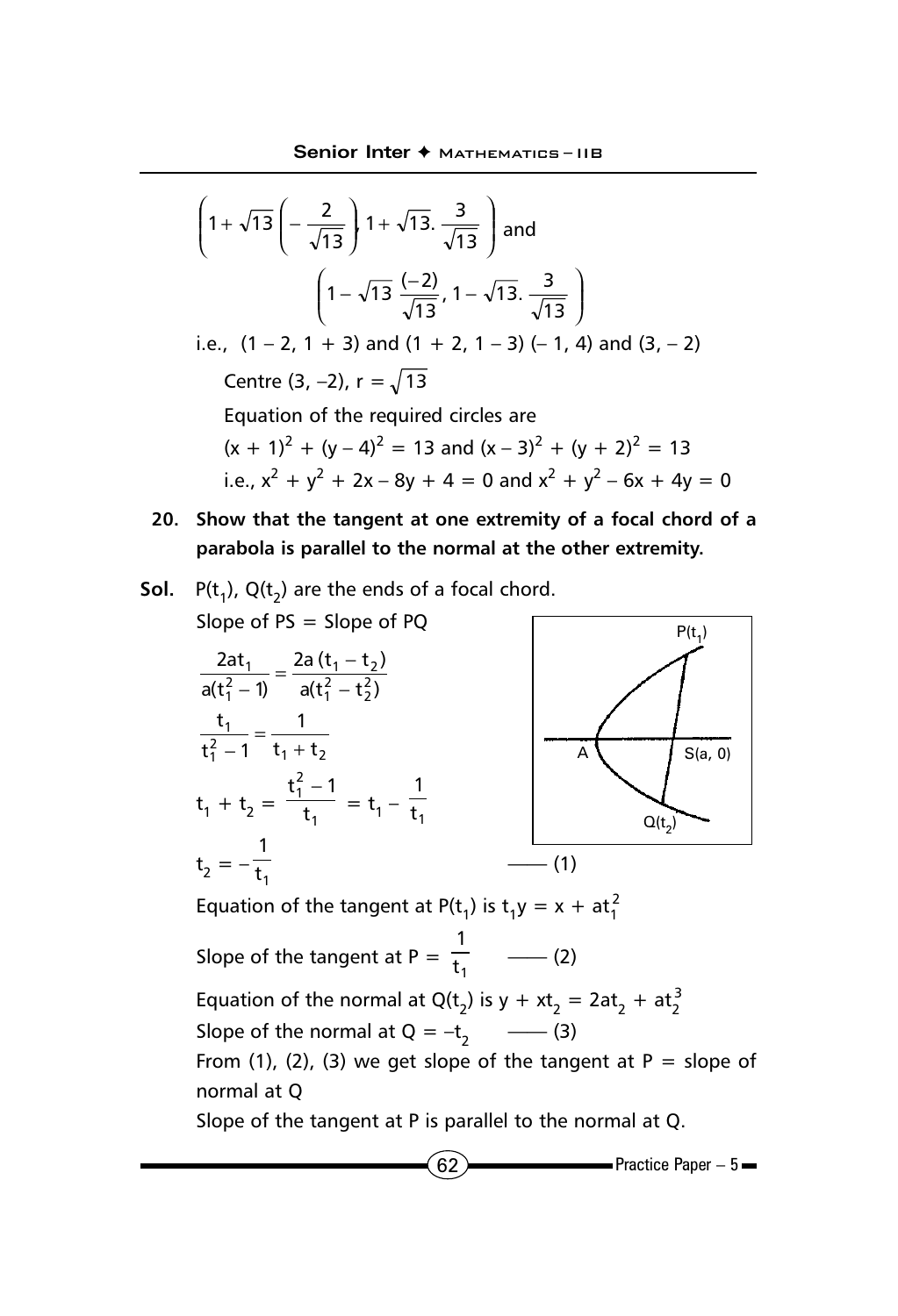$$\left(1+\sqrt{13}\left(-\frac{2}{\sqrt{13}}\right), 1+\sqrt{13}.\frac{3}{\sqrt{13}}\right) \text{ and}$$

$$\left(1-\sqrt{13}\,\frac{(-2)}{\sqrt{13}}, 1-\sqrt{13}.\frac{3}{\sqrt{13}}\right)$$

i.e., $(1 - 2, 1 + 3)$ and $(1 + 2, 1 - 3)$ $(-1, 4)$ and $(3, -2)$

Centre $(3, -2)$, $r = \sqrt{13}$

Equation of the required circles are

$(x + 1)^2 + (y - 4)^2 = 13$ and $(x - 3)^2 + (y + 2)^2 = 13$

i.e., $x^2 + y^2 + 2x - 8y + 4 = 0$ and $x^2 + y^2 - 6x + 4y = 0$

**20. Show that the tangent at one extremity of a focal chord of a parabola is parallel to the normal at the other extremity.**

**Sol.** $P(t_1)$, $Q(t_2)$ are the ends of a focal chord.

Slope of PS = Slope of PQ

$$\frac{2at_1}{a(t_1^2-1)} = \frac{2a(t_1-t_2)}{a(t_1^2-t_2^2)}$$

$$\frac{t_1}{t_1^2-1} = \frac{1}{t_1+t_2}$$

$$t_1 + t_2 = \frac{t_1^2-1}{t_1} = t_1 - \frac{1}{t_1}$$

$$t_2 = -\frac{1}{t_1} \qquad \text{—— (1)}$$

Equation of the tangent at $P(t_1)$ is $t_1y = x + at_1^2$

Slope of the tangent at P = $\frac{1}{t_1}$ —— (2)

Equation of the normal at $Q(t_2)$ is $y + xt_2 = 2at_2 + at_2^3$

Slope of the normal at Q = $-t_2$ —— (3)

From (1), (2), (3) we get slope of the tangent at P = slope of normal at Q

Slope of the tangent at P is parallel to the normal at Q.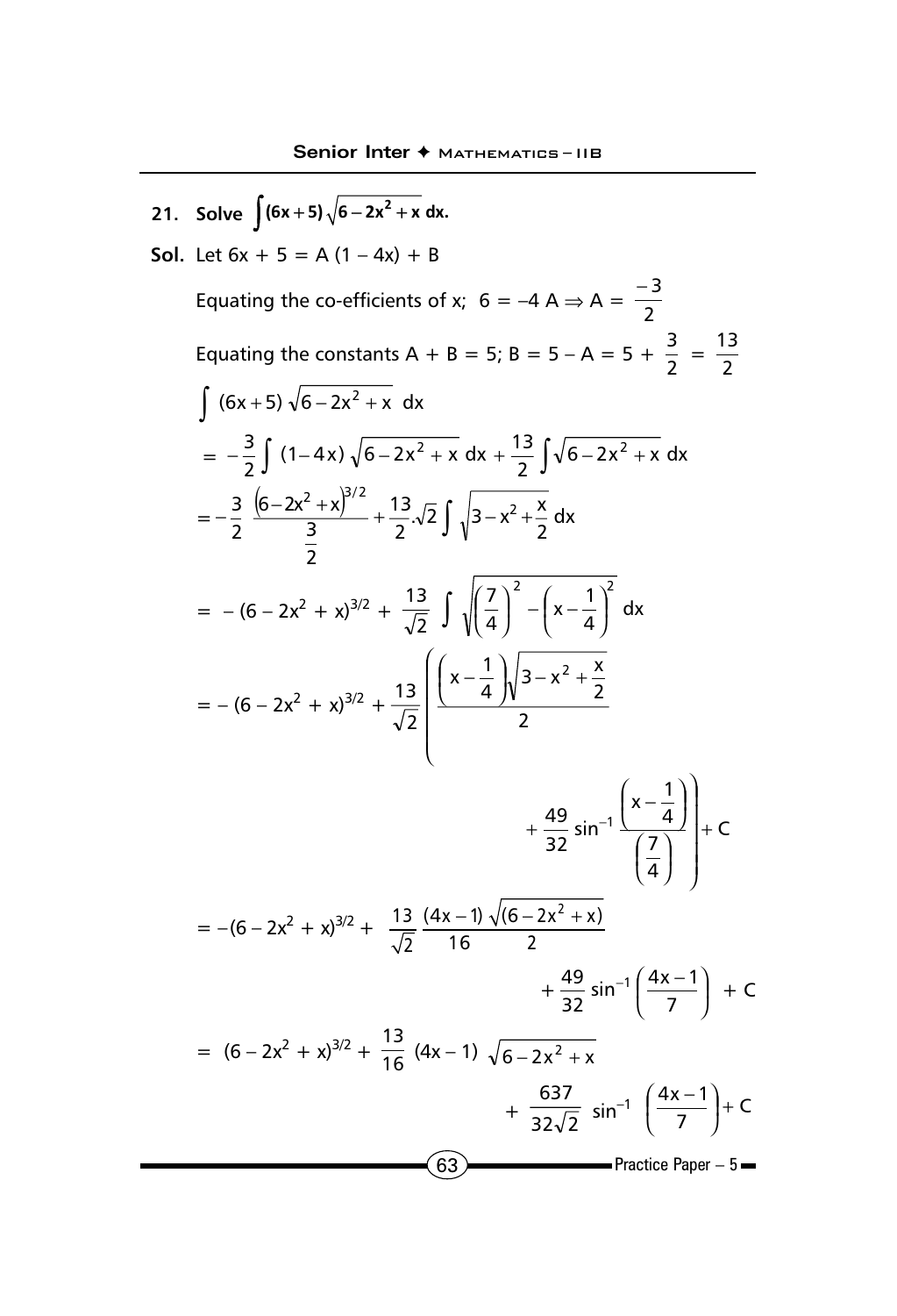**21. Solve $\int (6x+5)\sqrt{6-2x^2+x}\,dx.$**

**Sol.** Let $6x + 5 = A(1 - 4x) + B$

Equating the co-efficients of x; $6 = -4A \Rightarrow A = \frac{-3}{2}$

Equating the constants $A + B = 5$; $B = 5 - A = 5 + \frac{3}{2} = \frac{13}{2}$

$$\int (6x+5)\sqrt{6-2x^2+x}\;dx$$

$$= -\frac{3}{2}\int (1-4x)\sqrt{6-2x^2+x}\,dx + \frac{13}{2}\int \sqrt{6-2x^2+x}\,dx$$

$$= -\frac{3}{2}\,\frac{\left(6-2x^2+x\right)^{3/2}}{\frac{3}{2}} + \frac{13}{2}.\sqrt{2}\int \sqrt{3-x^2+\frac{x}{2}}\,dx$$

$$= -(6-2x^2+x)^{3/2} + \frac{13}{\sqrt{2}}\int \sqrt{\left(\frac{7}{4}\right)^2 - \left(x-\frac{1}{4}\right)^2}\,dx$$

$$= -(6-2x^2+x)^{3/2} + \frac{13}{\sqrt{2}}\left(\frac{\left(x-\frac{1}{4}\right)\sqrt{3-x^2+\frac{x}{2}}}{2} + \frac{49}{32}\sin^{-1}\frac{\left(x-\frac{1}{4}\right)}{\left(\frac{7}{4}\right)}\right) + C$$

$$= -(6-2x^2+x)^{3/2} + \frac{13}{\sqrt{2}}\,\frac{(4x-1)}{16}\,\frac{\sqrt{(6-2x^2+x)}}{2} + \frac{49}{32}\sin^{-1}\left(\frac{4x-1}{7}\right) + C$$

$$= (6-2x^2+x)^{3/2} + \frac{13}{16}(4x-1)\sqrt{6-2x^2+x} + \frac{637}{32\sqrt{2}}\sin^{-1}\left(\frac{4x-1}{7}\right) + C$$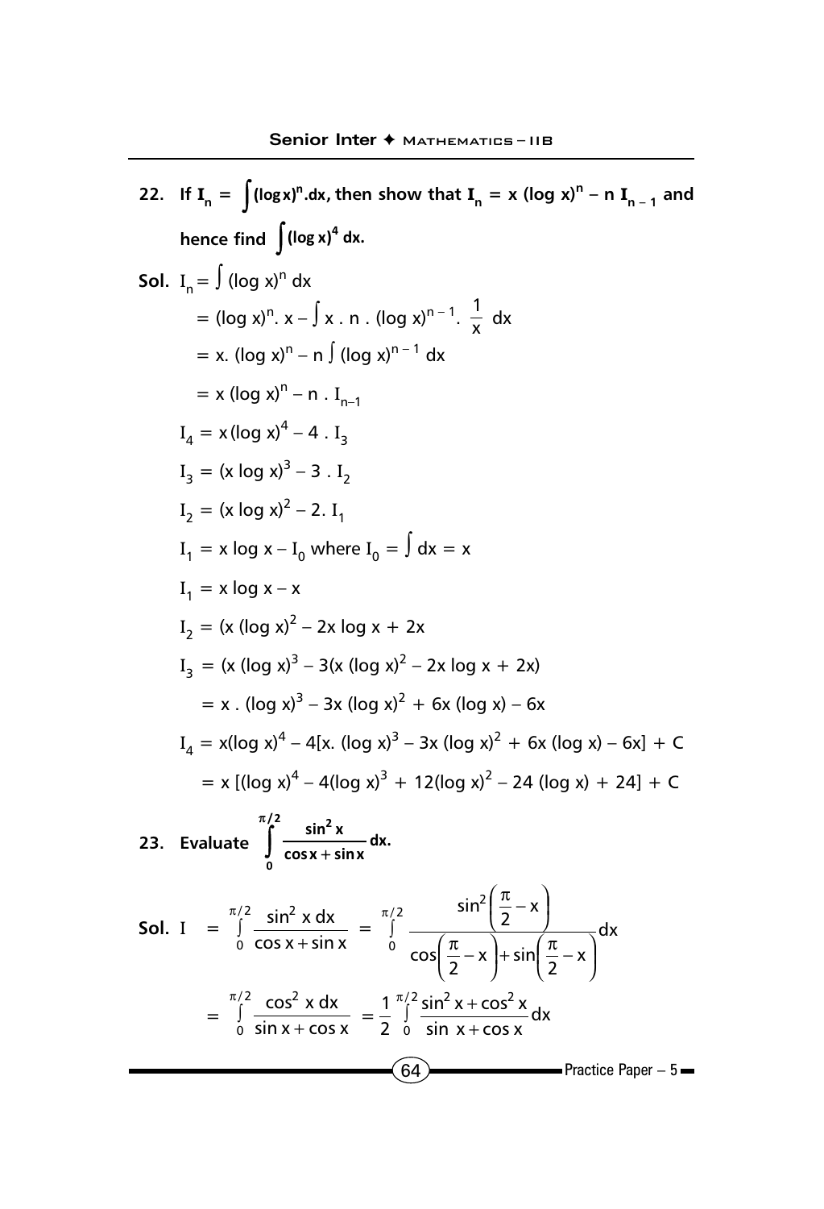**22. If $I_n = \int (\log x)^n . dx$, then show that $I_n = x (\log x)^n - n\, I_{n-1}$ and hence find $\int (\log x)^4\, dx$.**

**Sol.** $I_n = \int (\log x)^n\, dx$

$= (\log x)^n . x - \int x . n . (\log x)^{n-1} . \frac{1}{x}\, dx$

$= x. (\log x)^n - n \int (\log x)^{n-1}\, dx$

$= x (\log x)^n - n . I_{n-1}$

$I_4 = x(\log x)^4 - 4 . I_3$

$I_3 = (x \log x)^3 - 3 . I_2$

$I_2 = (x \log x)^2 - 2. I_1$

$I_1 = x \log x - I_0$ where $I_0 = \int dx = x$

$I_1 = x \log x - x$

$I_2 = (x (\log x)^2 - 2x \log x + 2x$

$I_3 = (x (\log x)^3 - 3(x (\log x)^2 - 2x \log x + 2x)$

$= x . (\log x)^3 - 3x (\log x)^2 + 6x (\log x) - 6x$

$I_4 = x(\log x)^4 - 4[x. (\log x)^3 - 3x (\log x)^2 + 6x (\log x) - 6x] + C$

$= x [(\log x)^4 - 4(\log x)^3 + 12(\log x)^2 - 24 (\log x) + 24] + C$

**23. Evaluate $\int_0^{\pi/2} \frac{\sin^2 x}{\cos x + \sin x} dx.$**

**Sol.** $I = \int_0^{\pi/2} \frac{\sin^2 x\, dx}{\cos x + \sin x} = \int_0^{\pi/2} \frac{\sin^2\left(\frac{\pi}{2} - x\right)}{\cos\left(\frac{\pi}{2} - x\right) + \sin\left(\frac{\pi}{2} - x\right)} dx$

$= \int_0^{\pi/2} \frac{\cos^2 x\, dx}{\sin x + \cos x} = \frac{1}{2} \int_0^{\pi/2} \frac{\sin^2 x + \cos^2 x}{\sin x + \cos x} dx$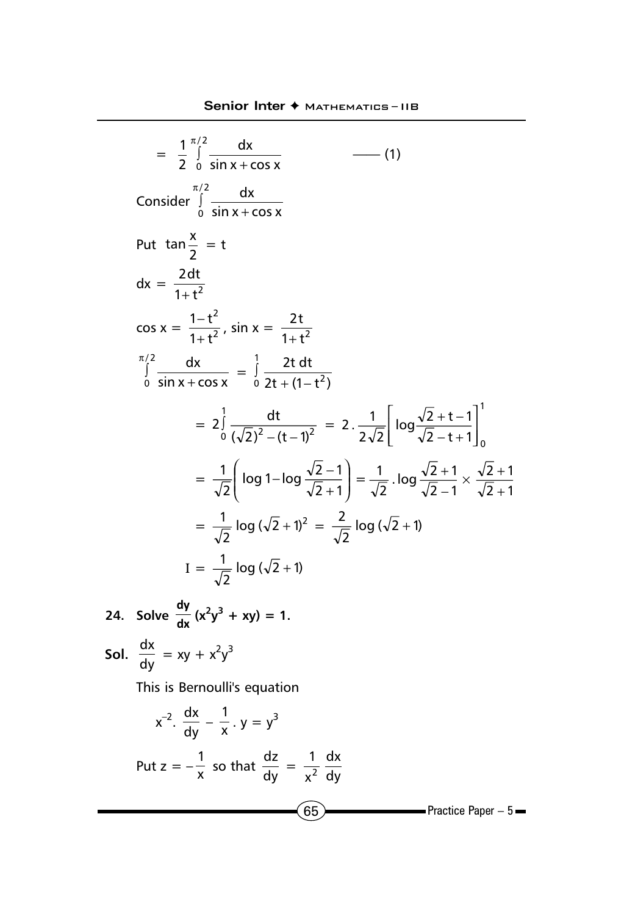$$= \frac{1}{2}\int_0^{\pi/2} \frac{dx}{\sin x + \cos x} \qquad \text{—— (1)}$$

Consider $\int_0^{\pi/2} \frac{dx}{\sin x + \cos x}$

Put $\tan\frac{x}{2} = t$

$dx = \frac{2dt}{1+t^2}$

$\cos x = \frac{1-t^2}{1+t^2}$, $\sin x = \frac{2t}{1+t^2}$

$$\int_0^{\pi/2} \frac{dx}{\sin x + \cos x} = \int_0^1 \frac{2t\, dt}{2t + (1-t^2)}$$

$$= 2\int_0^1 \frac{dt}{(\sqrt{2})^2 - (t-1)^2} = 2 \cdot \frac{1}{2\sqrt{2}}\left[\log\frac{\sqrt{2}+t-1}{\sqrt{2}-t+1}\right]_0^1$$

$$= \frac{1}{\sqrt{2}}\left(\log 1 - \log\frac{\sqrt{2}-1}{\sqrt{2}+1}\right) = \frac{1}{\sqrt{2}} \cdot \log\frac{\sqrt{2}+1}{\sqrt{2}-1} \times \frac{\sqrt{2}+1}{\sqrt{2}+1}$$

$$= \frac{1}{\sqrt{2}}\log(\sqrt{2}+1)^2 = \frac{2}{\sqrt{2}}\log(\sqrt{2}+1)$$

$$I = \frac{1}{\sqrt{2}}\log(\sqrt{2}+1)$$

**24. Solve $\frac{dy}{dx}(x^2y^3 + xy) = 1$.**

**Sol.** $\frac{dx}{dy} = xy + x^2y^3$

This is Bernoulli's equation

$$x^{-2} \cdot \frac{dx}{dy} - \frac{1}{x} \cdot y = y^3$$

Put $z = -\frac{1}{x}$ so that $\frac{dz}{dy} = \frac{1}{x^2}\frac{dx}{dy}$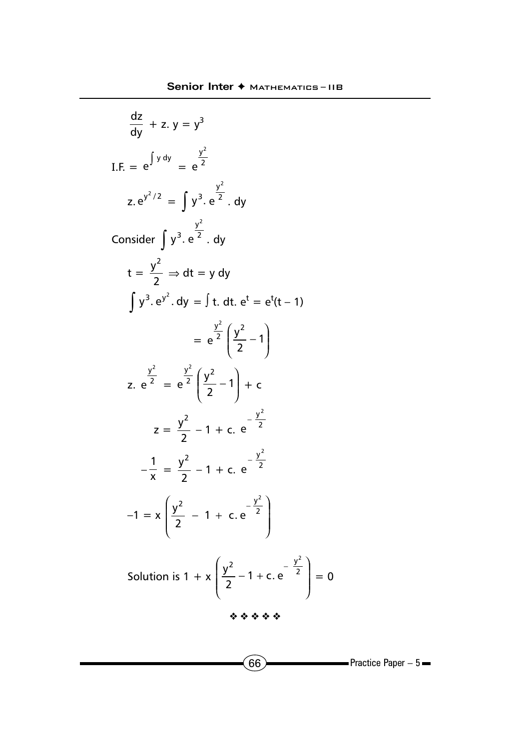$$\frac{dz}{dy} + z.\,y = y^3$$

$$\text{I.F.} = e^{\int y\,dy} = e^{\frac{y^2}{2}}$$

$$z.\,e^{y^2/2} = \int y^3.\,e^{\frac{y^2}{2}}.\,dy$$

Consider $\int y^3.\,e^{\frac{y^2}{2}}.\,dy$

$$t = \frac{y^2}{2} \Rightarrow dt = y\,dy$$

$$\int y^3.\,e^{y^2}.\,dy = \int t.\,dt.\,e^t = e^t(t-1)$$

$$= e^{\frac{y^2}{2}}\left(\frac{y^2}{2} - 1\right)$$

$$z.\,e^{\frac{y^2}{2}} = e^{\frac{y^2}{2}}\left(\frac{y^2}{2} - 1\right) + c$$

$$z = \frac{y^2}{2} - 1 + c.\,e^{-\frac{y^2}{2}}$$

$$-\frac{1}{x} = \frac{y^2}{2} - 1 + c.\,e^{-\frac{y^2}{2}}$$

$$-1 = x\left(\frac{y^2}{2} - 1 + c.\,e^{-\frac{y^2}{2}}\right)$$

Solution is $1 + x\left(\frac{y^2}{2} - 1 + c.\,e^{-\frac{y^2}{2}}\right) = 0$

❖ ❖ ❖ ❖ ❖